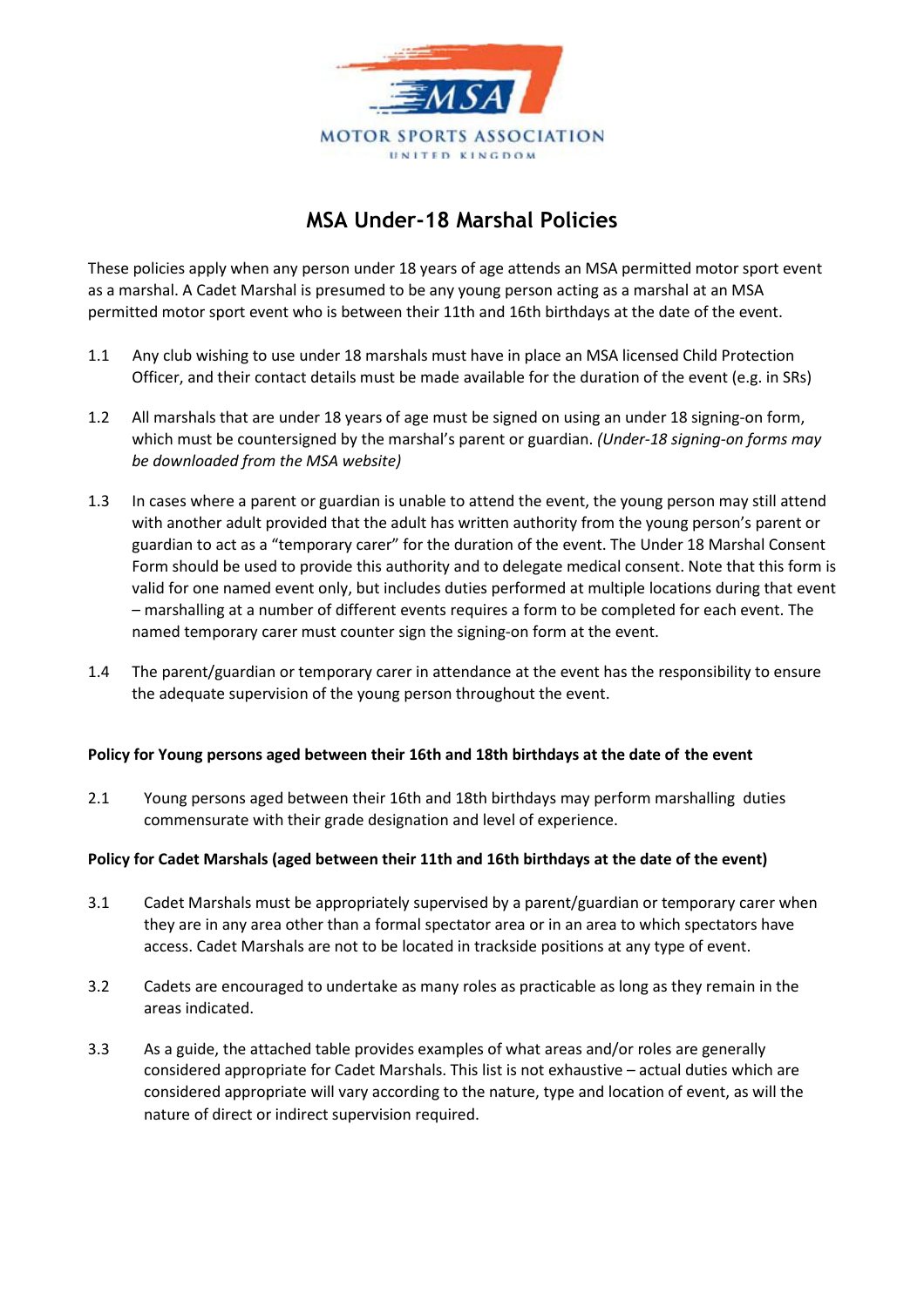MOTOR SPORTS ASSOCIATION

UNITED KINGDOM

# MSA Under-18 Marshal Policies

These policies apply when any person under 18 years of age attends an MSA permitted motor sport event as a marshal. A Cadet Marshal is presumed to be any young person acting as a marshal at an MSA permitted motor sport event who is between their 11th and 16th birthdays at the date of the event.

1.1 Any club wishing to use under 18 marshals must have in place an MSA licensed Child Protection Officer, and their contact details must be made available for the duration of the event (e.g. in SRs)

1.2 All marshals that are under 18 years of age must be signed on using an under 18 signing-on form, which must be countersigned by the marshal's parent or guardian. *(Under-18 signing-on forms may be downloaded from the MSA website)*

1.3 In cases where a parent or guardian is unable to attend the event, the young person may still attend with another adult provided that the adult has written authority from the young person's parent or guardian to act as a "temporary carer" for the duration of the event. The Under 18 Marshal Consent Form should be used to provide this authority and to delegate medical consent. Note that this form is valid for one named event only, but includes duties performed at multiple locations during that event – marshalling at a number of different events requires a form to be completed for each event. The named temporary carer must counter sign the signing-on form at the event.

1.4 The parent/guardian or temporary carer in attendance at the event has the responsibility to ensure the adequate supervision of the young person throughout the event.

**Policy for Young persons aged between their 16th and 18th birthdays at the date of the event**

2.1 Young persons aged between their 16th and 18th birthdays may perform marshalling duties commensurate with their grade designation and level of experience.

**Policy for Cadet Marshals (aged between their 11th and 16th birthdays at the date of the event)**

3.1 Cadet Marshals must be appropriately supervised by a parent/guardian or temporary carer when they are in any area other than a formal spectator area or in an area to which spectators have access. Cadet Marshals are not to be located in trackside positions at any type of event.

3.2 Cadets are encouraged to undertake as many roles as practicable as long as they remain in the areas indicated.

3.3 As a guide, the attached table provides examples of what areas and/or roles are generally considered appropriate for Cadet Marshals. This list is not exhaustive – actual duties which are considered appropriate will vary according to the nature, type and location of event, as will the nature of direct or indirect supervision required.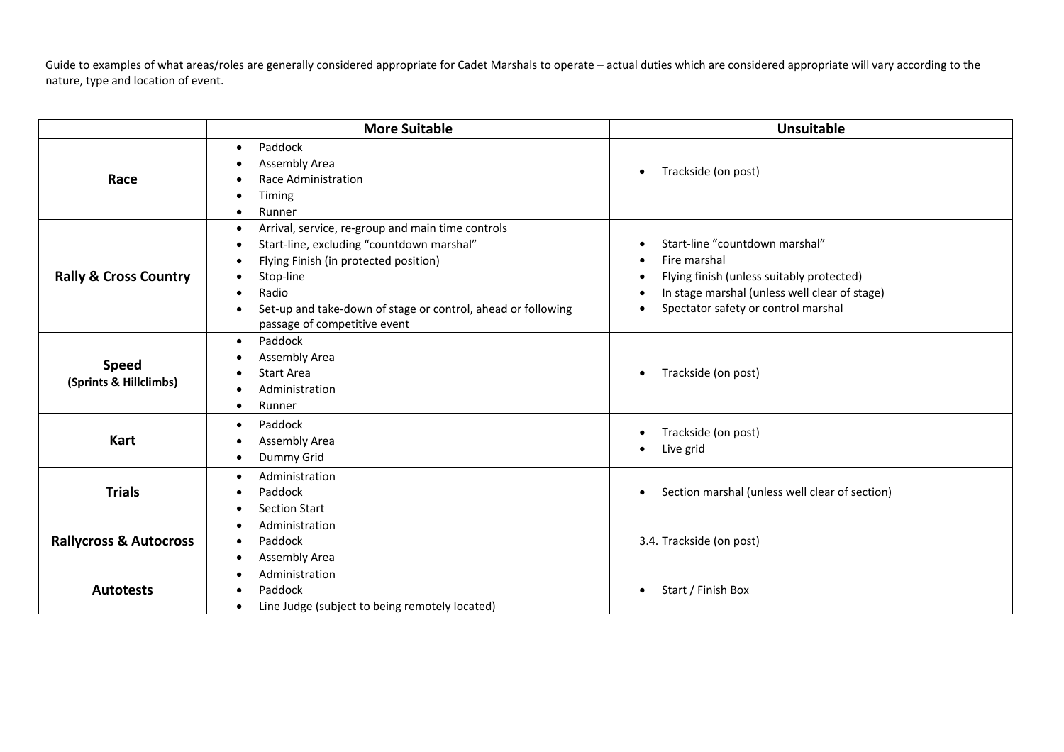Guide to examples of what areas/roles are generally considered appropriate for Cadet Marshals to operate – actual duties which are considered appropriate will vary according to the nature, type and location of event.

| | More Suitable | Unsuitable |
|---|---|---|
| **Race** | • Paddock<br>• Assembly Area<br>• Race Administration<br>• Timing<br>• Runner | • Trackside (on post) |
| **Rally & Cross Country** | • Arrival, service, re-group and main time controls<br>• Start-line, excluding "countdown marshal"<br>• Flying Finish (in protected position)<br>• Stop-line<br>• Radio<br>• Set-up and take-down of stage or control, ahead or following passage of competitive event | • Start-line "countdown marshal"<br>• Fire marshal<br>• Flying finish (unless suitably protected)<br>• In stage marshal (unless well clear of stage)<br>• Spectator safety or control marshal |
| **Speed (Sprints & Hillclimbs)** | • Paddock<br>• Assembly Area<br>• Start Area<br>• Administration<br>• Runner | • Trackside (on post) |
| **Kart** | • Paddock<br>• Assembly Area<br>• Dummy Grid | • Trackside (on post)<br>• Live grid |
| **Trials** | • Administration<br>• Paddock<br>• Section Start | • Section marshal (unless well clear of section) |
| **Rallycross & Autocross** | • Administration<br>• Paddock<br>• Assembly Area | 3.4. Trackside (on post) |
| **Autotests** | • Administration<br>• Paddock<br>• Line Judge (subject to being remotely located) | • Start / Finish Box |